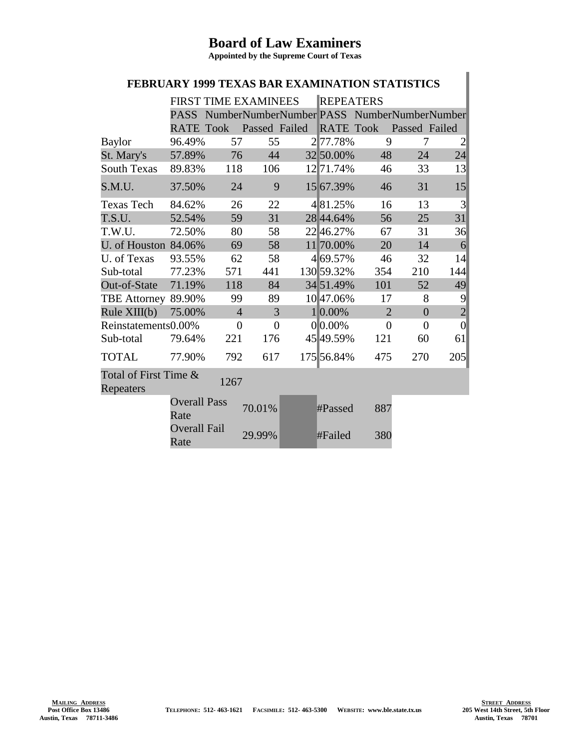# Board of Law Examiners

**Appointed by the Supreme Court of Texas**

## FEBRUARY 1999 TEXAS BAR EXAMINATION STATISTICS

| | FIRST TIME EXAMINEES | | | | REPEATERS | | | |
|---|---|---|---|---|---|---|---|---|
| | PASS RATE | Number Took | Number Passed | Number Failed | PASS RATE | Number Took | Number Passed | Number Failed |
| Baylor | 96.49% | 57 | 55 | 2 | 77.78% | 9 | 7 | 2 |
| St. Mary's | 57.89% | 76 | 44 | 32 | 50.00% | 48 | 24 | 24 |
| South Texas | 89.83% | 118 | 106 | 12 | 71.74% | 46 | 33 | 13 |
| S.M.U. | 37.50% | 24 | 9 | 15 | 67.39% | 46 | 31 | 15 |
| Texas Tech | 84.62% | 26 | 22 | 4 | 81.25% | 16 | 13 | 3 |
| T.S.U. | 52.54% | 59 | 31 | 28 | 44.64% | 56 | 25 | 31 |
| T.W.U. | 72.50% | 80 | 58 | 22 | 46.27% | 67 | 31 | 36 |
| U. of Houston | 84.06% | 69 | 58 | 11 | 70.00% | 20 | 14 | 6 |
| U. of Texas | 93.55% | 62 | 58 | 4 | 69.57% | 46 | 32 | 14 |
| Sub-total | 77.23% | 571 | 441 | 130 | 59.32% | 354 | 210 | 144 |
| Out-of-State | 71.19% | 118 | 84 | 34 | 51.49% | 101 | 52 | 49 |
| TBE Attorney | 89.90% | 99 | 89 | 10 | 47.06% | 17 | 8 | 9 |
| Rule XIII(b) | 75.00% | 4 | 3 | 1 | 0.00% | 2 | 0 | 2 |
| Reinstatements | 0.00% | 0 | 0 | 0 | 0.00% | 0 | 0 | 0 |
| Sub-total | 79.64% | 221 | 176 | 45 | 49.59% | 121 | 60 | 61 |
| TOTAL | 77.90% | 792 | 617 | 175 | 56.84% | 475 | 270 | 205 |

| Total of First Time & Repeaters | 1267 |
|---|---|

| | | | |
|---|---|---|---|
| Overall Pass Rate | 70.01% | #Passed | 887 |
| Overall Fail Rate | 29.99% | #Failed | 380 |

**MAILING ADDRESS**
Post Office Box 13486
Austin, Texas 78711-3486

TELEPHONE: 512- 463-1621 FACSIMILE: 512- 463-5300 WEBSITE: www.ble.state.tx.us

**STREET ADDRESS**
205 West 14th Street, 5th Floor
Austin, Texas 78701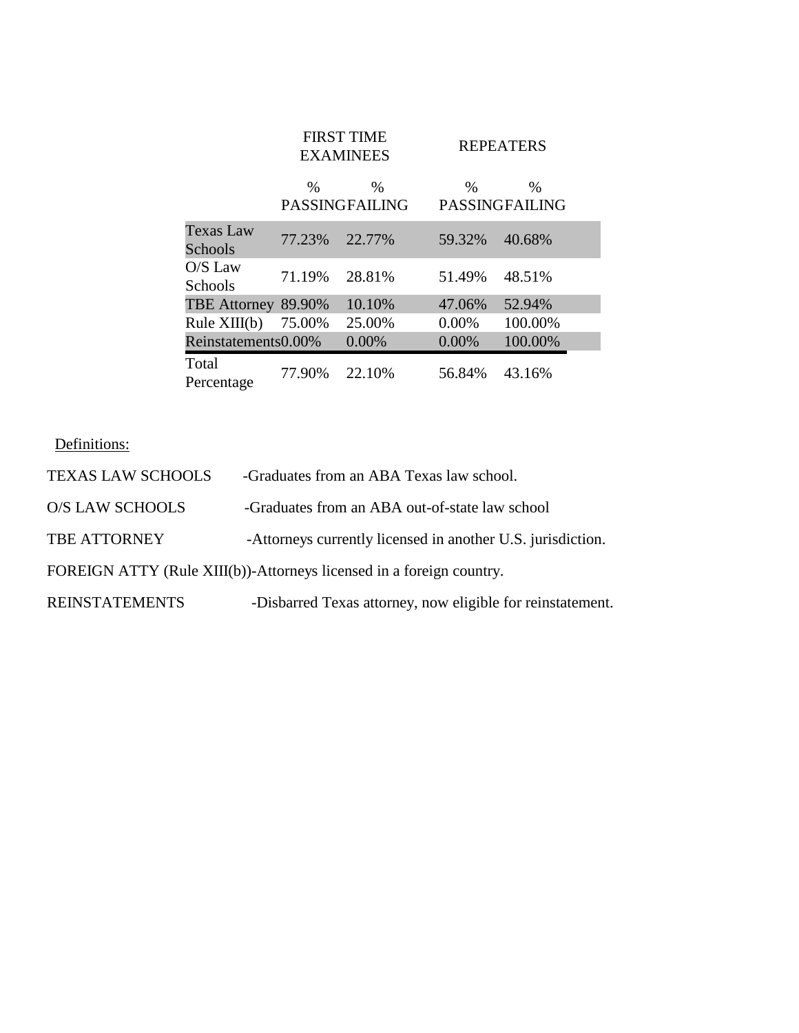| | FIRST TIME EXAMINEES | | REPEATERS | |
|---|---|---|---|---|
| | % PASSING | % FAILING | % PASSING | % FAILING |
| Texas Law Schools | 77.23% | 22.77% | 59.32% | 40.68% |
| O/S Law Schools | 71.19% | 28.81% | 51.49% | 48.51% |
| TBE Attorney | 89.90% | 10.10% | 47.06% | 52.94% |
| Rule XIII(b) | 75.00% | 25.00% | 0.00% | 100.00% |
| Reinstatements | 0.00% | 0.00% | 0.00% | 100.00% |
| Total Percentage | 77.90% | 22.10% | 56.84% | 43.16% |

Definitions:

TEXAS LAW SCHOOLS -Graduates from an ABA Texas law school.

O/S LAW SCHOOLS -Graduates from an ABA out-of-state law school

TBE ATTORNEY -Attorneys currently licensed in another U.S. jurisdiction.

FOREIGN ATTY (Rule XIII(b))-Attorneys licensed in a foreign country.

REINSTATEMENTS -Disbarred Texas attorney, now eligible for reinstatement.